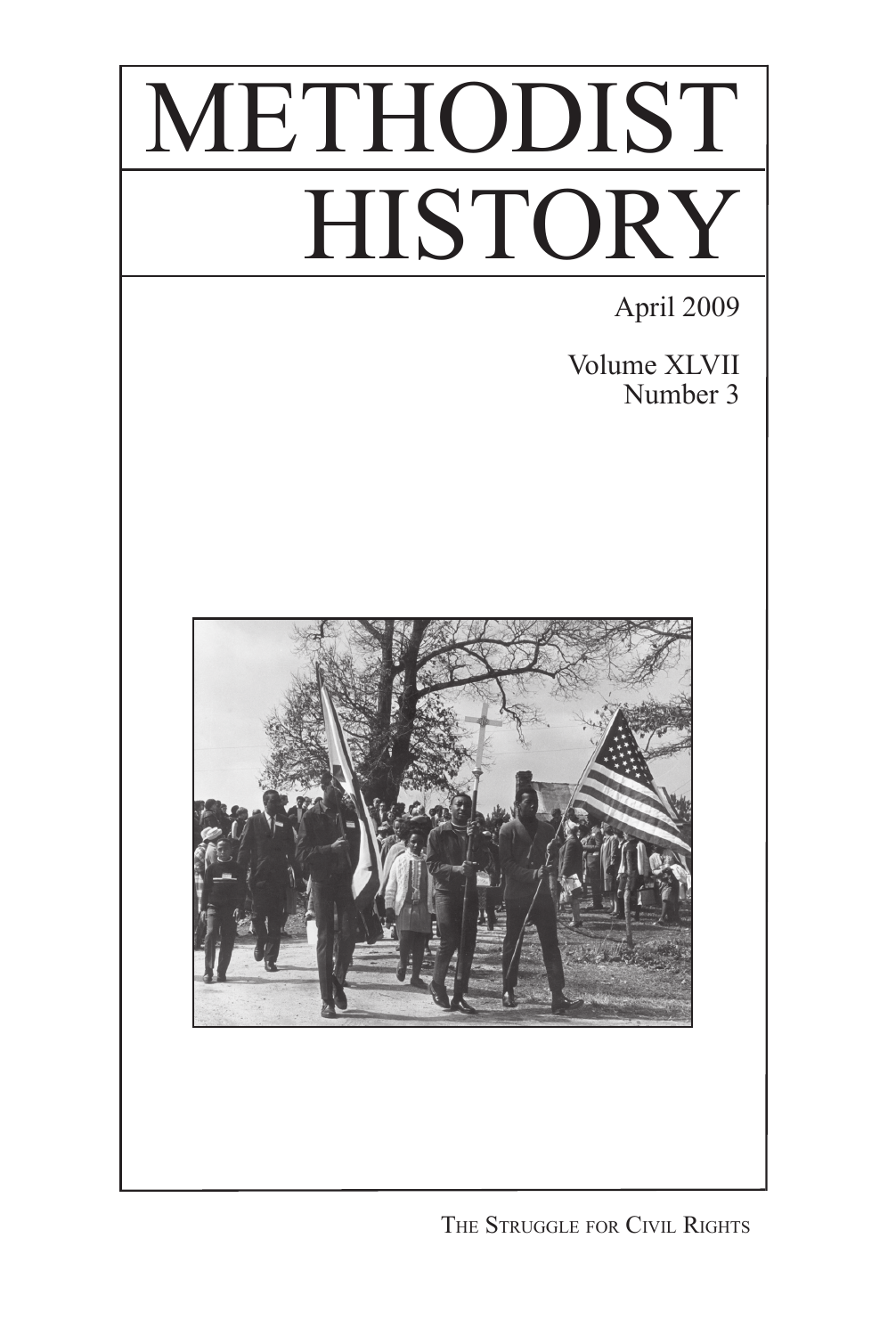# METHODIST HISTORY

April 2009

Volume XLVII
Number 3

THE STRUGGLE FOR CIVIL RIGHTS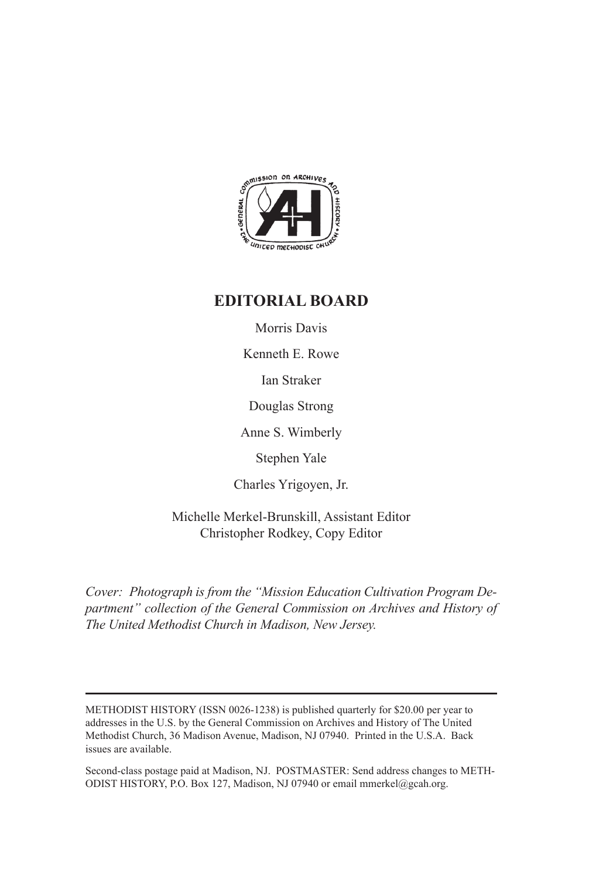## EDITORIAL BOARD

Morris Davis

Kenneth E. Rowe

Ian Straker

Douglas Strong

Anne S. Wimberly

Stephen Yale

Charles Yrigoyen, Jr.

Michelle Merkel-Brunskill, Assistant Editor
Christopher Rodkey, Copy Editor

*Cover: Photograph is from the "Mission Education Cultivation Program Department" collection of the General Commission on Archives and History of The United Methodist Church in Madison, New Jersey.*

---

METHODIST HISTORY (ISSN 0026-1238) is published quarterly for $20.00 per year to addresses in the U.S. by the General Commission on Archives and History of The United Methodist Church, 36 Madison Avenue, Madison, NJ 07940. Printed in the U.S.A. Back issues are available.

Second-class postage paid at Madison, NJ. POSTMASTER: Send address changes to METHODIST HISTORY, P.O. Box 127, Madison, NJ 07940 or email mmerkel@gcah.org.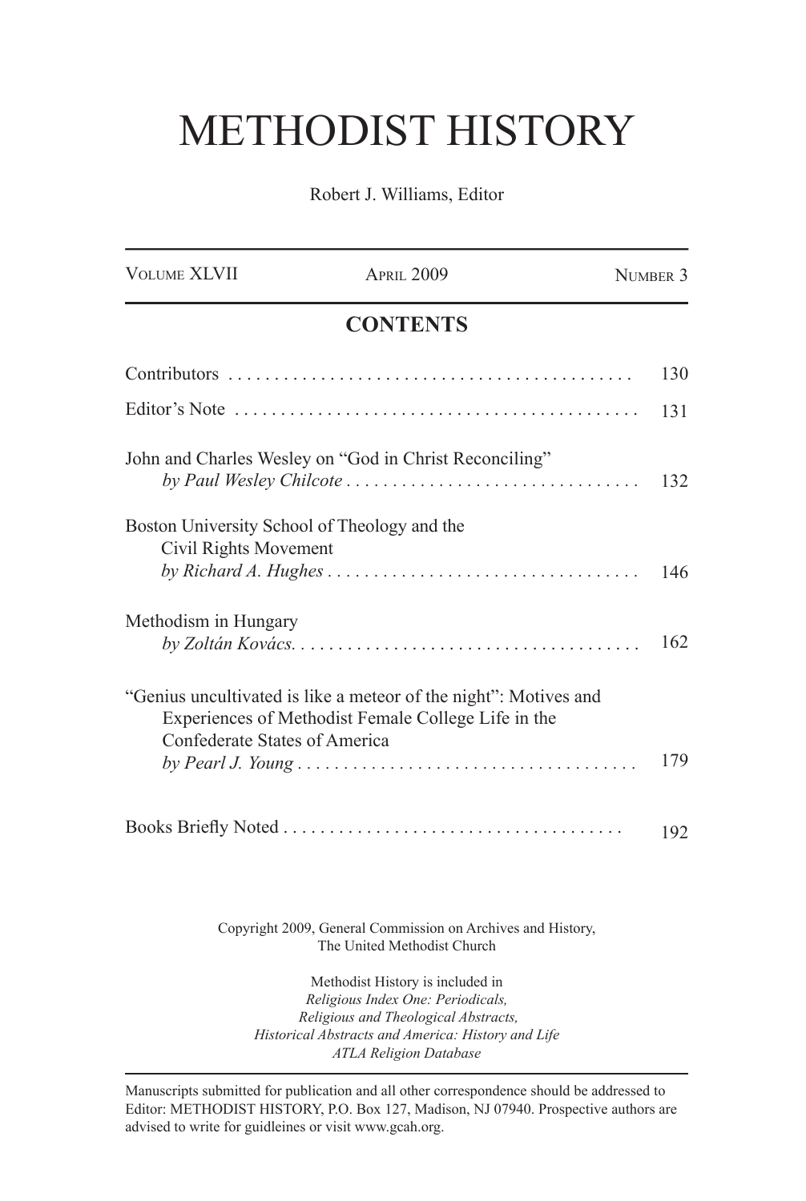# METHODIST HISTORY

Robert J. Williams, Editor

Volume XLVII | April 2009 | Number 3

## CONTENTS

Contributors . . . . . . . . . . . . . . . . . . . . . . . . . . . . . . . . . . . . . . . . . . . 130

Editor's Note . . . . . . . . . . . . . . . . . . . . . . . . . . . . . . . . . . . . . . . . . . . 131

John and Charles Wesley on "God in Christ Reconciling"
*by Paul Wesley Chilcote* . . . . . . . . . . . . . . . . . . . . . . . . . . . . . . . . 132

Boston University School of Theology and the Civil Rights Movement
*by Richard A. Hughes* . . . . . . . . . . . . . . . . . . . . . . . . . . . . . . . . . . 146

Methodism in Hungary
*by Zoltán Kovács* . . . . . . . . . . . . . . . . . . . . . . . . . . . . . . . . . . . . . 162

"Genius uncultivated is like a meteor of the night": Motives and Experiences of Methodist Female College Life in the Confederate States of America
*by Pearl J. Young* . . . . . . . . . . . . . . . . . . . . . . . . . . . . . . . . . . . . . 179

Books Briefly Noted . . . . . . . . . . . . . . . . . . . . . . . . . . . . . . . . . . . . . 192

Copyright 2009, General Commission on Archives and History,
The United Methodist Church

Methodist History is included in
*Religious Index One: Periodicals,*
*Religious and Theological Abstracts,*
*Historical Abstracts and America: History and Life*
*ATLA Religion Database*

Manuscripts submitted for publication and all other correspondence should be addressed to Editor: METHODIST HISTORY, P.O. Box 127, Madison, NJ 07940. Prospective authors are advised to write for guidleines or visit www.gcah.org.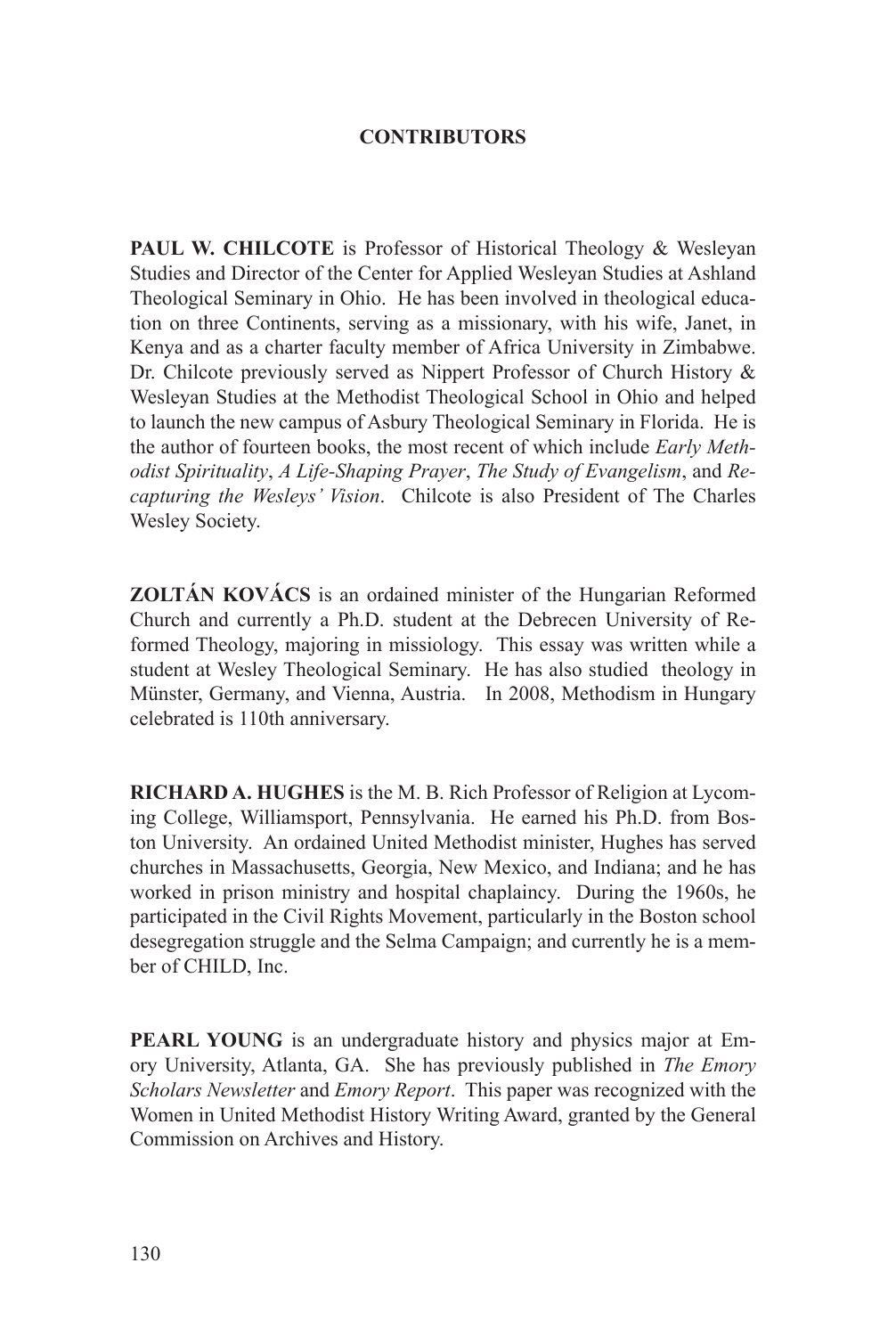## CONTRIBUTORS

**PAUL W. CHILCOTE** is Professor of Historical Theology & Wesleyan Studies and Director of the Center for Applied Wesleyan Studies at Ashland Theological Seminary in Ohio. He has been involved in theological education on three Continents, serving as a missionary, with his wife, Janet, in Kenya and as a charter faculty member of Africa University in Zimbabwe. Dr. Chilcote previously served as Nippert Professor of Church History & Wesleyan Studies at the Methodist Theological School in Ohio and helped to launch the new campus of Asbury Theological Seminary in Florida. He is the author of fourteen books, the most recent of which include *Early Methodist Spirituality*, *A Life-Shaping Prayer*, *The Study of Evangelism*, and *Recapturing the Wesleys' Vision*. Chilcote is also President of The Charles Wesley Society.

**ZOLTÁN KOVÁCS** is an ordained minister of the Hungarian Reformed Church and currently a Ph.D. student at the Debrecen University of Reformed Theology, majoring in missiology. This essay was written while a student at Wesley Theological Seminary. He has also studied theology in Münster, Germany, and Vienna, Austria. In 2008, Methodism in Hungary celebrated is 110th anniversary.

**RICHARD A. HUGHES** is the M. B. Rich Professor of Religion at Lycoming College, Williamsport, Pennsylvania. He earned his Ph.D. from Boston University. An ordained United Methodist minister, Hughes has served churches in Massachusetts, Georgia, New Mexico, and Indiana; and he has worked in prison ministry and hospital chaplaincy. During the 1960s, he participated in the Civil Rights Movement, particularly in the Boston school desegregation struggle and the Selma Campaign; and currently he is a member of CHILD, Inc.

**PEARL YOUNG** is an undergraduate history and physics major at Emory University, Atlanta, GA. She has previously published in *The Emory Scholars Newsletter* and *Emory Report*. This paper was recognized with the Women in United Methodist History Writing Award, granted by the General Commission on Archives and History.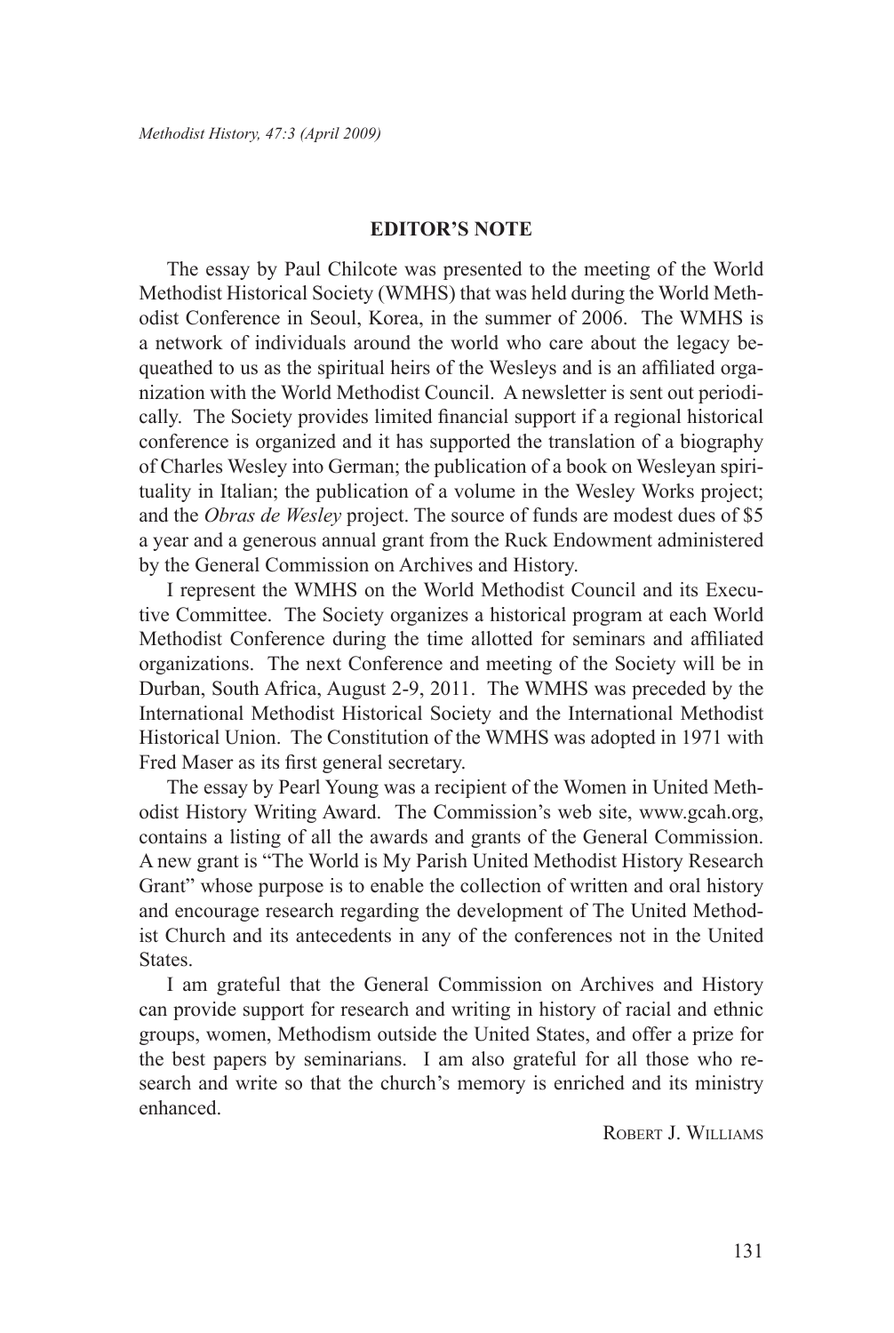## EDITOR'S NOTE

The essay by Paul Chilcote was presented to the meeting of the World Methodist Historical Society (WMHS) that was held during the World Methodist Conference in Seoul, Korea, in the summer of 2006. The WMHS is a network of individuals around the world who care about the legacy bequeathed to us as the spiritual heirs of the Wesleys and is an affiliated organization with the World Methodist Council. A newsletter is sent out periodically. The Society provides limited financial support if a regional historical conference is organized and it has supported the translation of a biography of Charles Wesley into German; the publication of a book on Wesleyan spirituality in Italian; the publication of a volume in the Wesley Works project; and the *Obras de Wesley* project. The source of funds are modest dues of $5 a year and a generous annual grant from the Ruck Endowment administered by the General Commission on Archives and History.

I represent the WMHS on the World Methodist Council and its Executive Committee. The Society organizes a historical program at each World Methodist Conference during the time allotted for seminars and affiliated organizations. The next Conference and meeting of the Society will be in Durban, South Africa, August 2-9, 2011. The WMHS was preceded by the International Methodist Historical Society and the International Methodist Historical Union. The Constitution of the WMHS was adopted in 1971 with Fred Maser as its first general secretary.

The essay by Pearl Young was a recipient of the Women in United Methodist History Writing Award. The Commission's web site, www.gcah.org, contains a listing of all the awards and grants of the General Commission. A new grant is "The World is My Parish United Methodist History Research Grant" whose purpose is to enable the collection of written and oral history and encourage research regarding the development of The United Methodist Church and its antecedents in any of the conferences not in the United States.

I am grateful that the General Commission on Archives and History can provide support for research and writing in history of racial and ethnic groups, women, Methodism outside the United States, and offer a prize for the best papers by seminarians. I am also grateful for all those who research and write so that the church's memory is enriched and its ministry enhanced.

Robert J. Williams